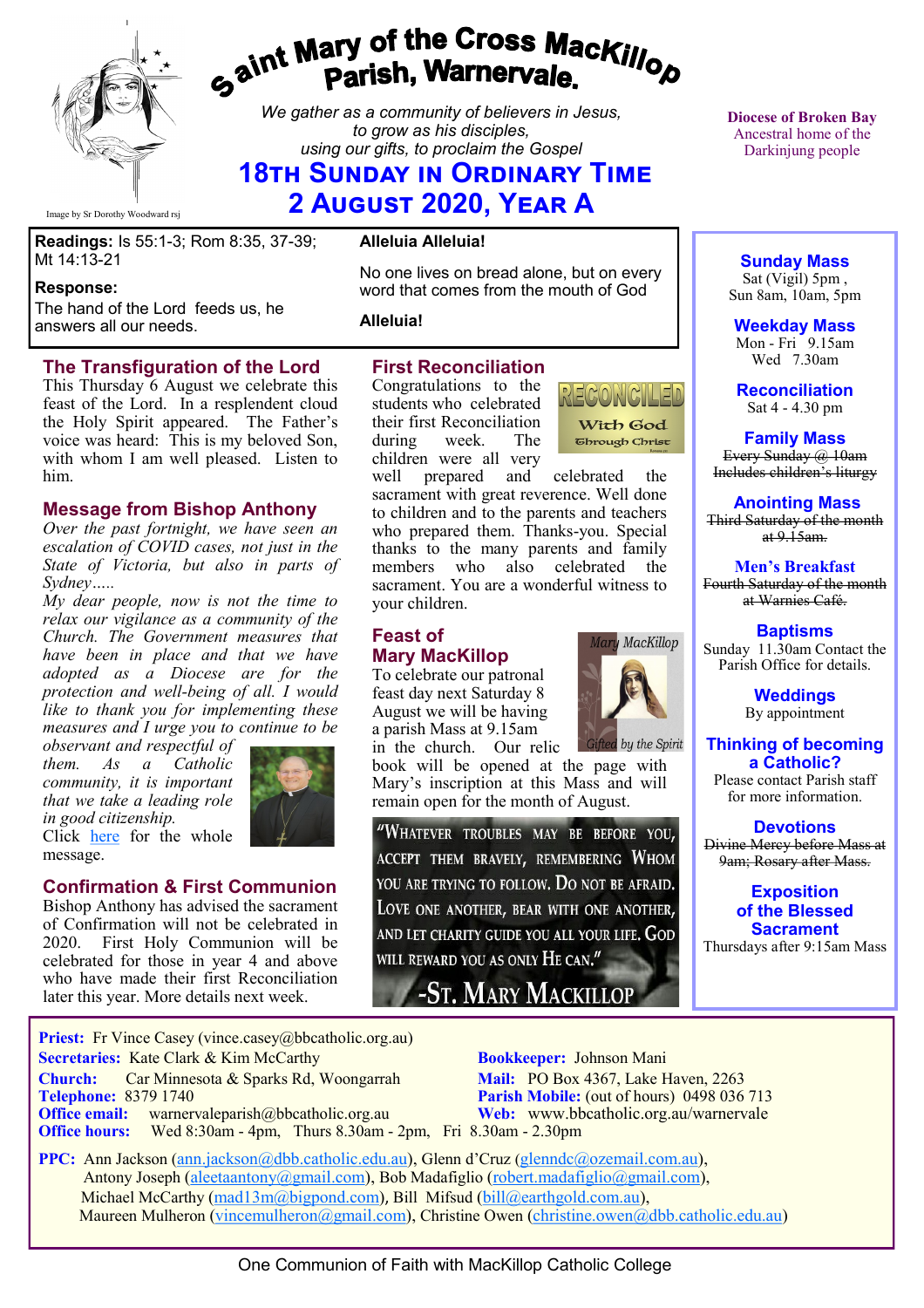# Saint Mary of the Cross MacKillop Parish, Warnervale.

*We gather as a community of believers in Jesus, to grow as his disciples, using our gifts, to proclaim the Gospel*

## 18th Sunday in Ordinary Time
## 2 August 2020, Year A

Image by Sr Dorothy Woodward rsj

**Diocese of Broken Bay**
Ancestral home of the Darkinjung people

**Readings:** Is 55:1-3; Rom 8:35, 37-39; Mt 14:13-21

**Response:**
The hand of the Lord feeds us, he answers all our needs.

**Alleluia Alleluia!**

No one lives on bread alone, but on every word that comes from the mouth of God

**Alleluia!**

### The Transfiguration of the Lord

This Thursday 6 August we celebrate this feast of the Lord. In a resplendent cloud the Holy Spirit appeared. The Father's voice was heard: This is my beloved Son, with whom I am well pleased. Listen to him.

### Message from Bishop Anthony

*Over the past fortnight, we have seen an escalation of COVID cases, not just in the State of Victoria, but also in parts of Sydney.....*

*My dear people, now is not the time to relax our vigilance as a community of the Church. The Government measures that have been in place and that we have adopted as a Diocese are for the protection and well-being of all. I would like to thank you for implementing these measures and I urge you to continue to be observant and respectful of them. As a Catholic community, it is important that we take a leading role in good citizenship.*

Click here for the whole message.

### Confirmation & First Communion

Bishop Anthony has advised the sacrament of Confirmation will not be celebrated in 2020. First Holy Communion will be celebrated for those in year 4 and above who have made their first Reconciliation later this year. More details next week.

### First Reconciliation

Congratulations to the students who celebrated their first Reconciliation during week. The children were all very well prepared and celebrated the sacrament with great reverence. Well done to children and to the parents and teachers who prepared them. Thanks-you. Special thanks to the many parents and family members who also celebrated the sacrament. You are a wonderful witness to your children.

### Feast of Mary MacKillop

To celebrate our patronal feast day next Saturday 8 August we will be having a parish Mass at 9.15am in the church. Our relic book will be opened at the page with Mary's inscription at this Mass and will remain open for the month of August.

"Whatever troubles may be before you, accept them bravely, remembering Whom you are trying to follow. Do not be afraid. Love one another, bear with one another, and let charity guide you all your life. God will reward you as only He can."
-St. Mary MacKillop

### Sunday Mass
Sat (Vigil) 5pm ,
Sun 8am, 10am, 5pm

### Weekday Mass
Mon - Fri 9.15am
Wed 7.30am

### Reconciliation
Sat 4 - 4.30 pm

### Family Mass
~~Every Sunday @ 10am~~
~~Includes children's liturgy~~

### Anointing Mass
~~Third Saturday of the month at 9.15am.~~

### Men's Breakfast
~~Fourth Saturday of the month at Warnies Café.~~

### Baptisms
Sunday 11.30am Contact the Parish Office for details.

### Weddings
By appointment

### Thinking of becoming a Catholic?
Please contact Parish staff for more information.

### Devotions
~~Divine Mercy before Mass at 9am; Rosary after Mass.~~

### Exposition of the Blessed Sacrament
Thursdays after 9:15am Mass

**Priest:** Fr Vince Casey (vince.casey@bbcatholic.org.au)
**Secretaries:** Kate Clark & Kim McCarthy
**Bookkeeper:** Johnson Mani
**Church:** Car Minnesota & Sparks Rd, Woongarrah
**Mail:** PO Box 4367, Lake Haven, 2263
**Telephone:** 8379 1740
**Parish Mobile:** (out of hours) 0498 036 713
**Office email:** warnervaleparish@bbcatholic.org.au
**Web:** www.bbcatholic.org.au/warnervale
**Office hours:** Wed 8:30am - 4pm, Thurs 8.30am - 2pm, Fri 8.30am - 2.30pm

**PPC:** Ann Jackson (ann.jackson@dbb.catholic.edu.au), Glenn d'Cruz (glenndc@ozemail.com.au), Antony Joseph (aleetaantony@gmail.com), Bob Madafiglio (robert.madafiglio@gmail.com), Michael McCarthy (mad13m@bigpond.com), Bill Mifsud (bill@earthgold.com.au), Maureen Mulheron (vincemulheron@gmail.com), Christine Owen (christine.owen@dbb.catholic.edu.au)

One Communion of Faith with MacKillop Catholic College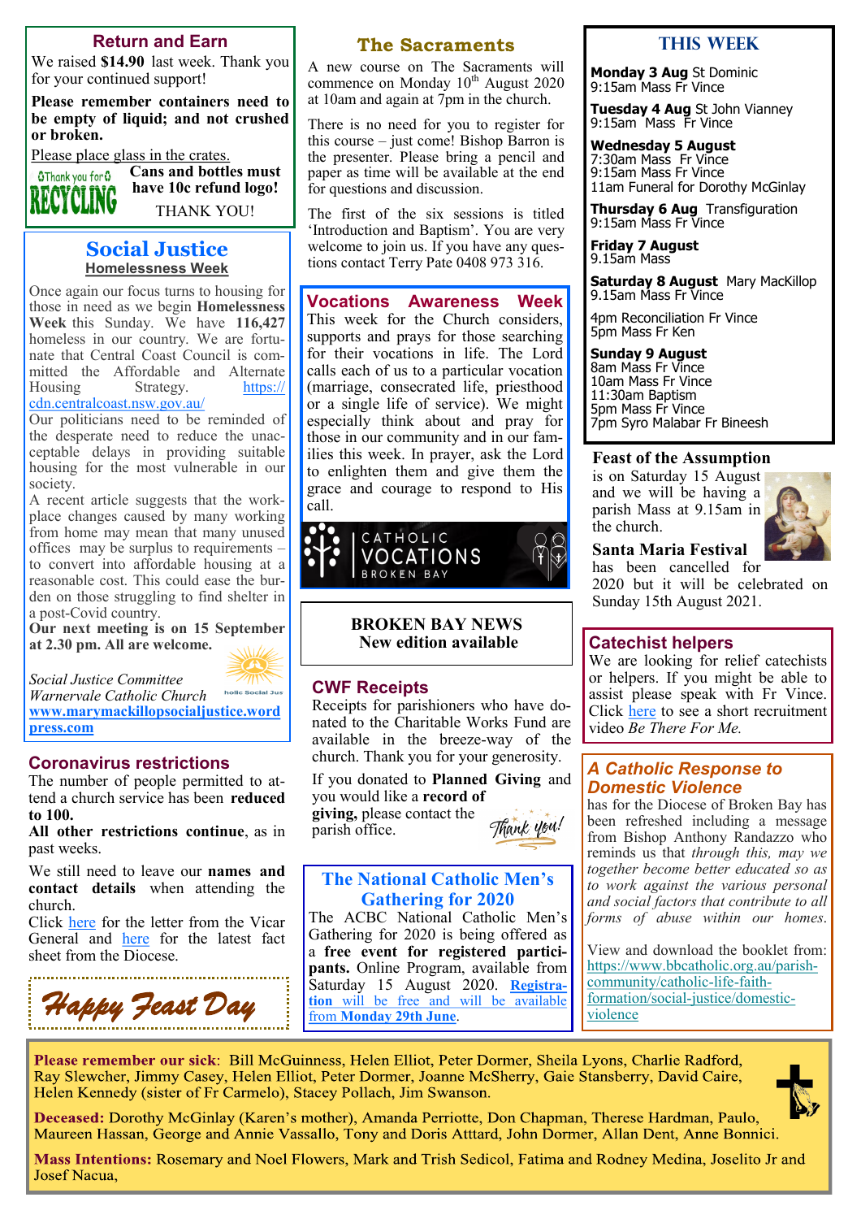## Return and Earn

We raised **$14.90** last week. Thank you for your continued support!

**Please remember containers need to be empty of liquid; and not crushed or broken.**

Please place glass in the crates.

**Cans and bottles must have 10c refund logo!**

THANK YOU!

## Social Justice

### Homelessness Week

Once again our focus turns to housing for those in need as we begin **Homelessness Week** this Sunday. We have **116,427** homeless in our country. We are fortunate that Central Coast Council is committed the Affordable and Alternate Housing Strategy. https://cdn.centralcoast.nsw.gov.au/

Our politicians need to be reminded of the desperate need to reduce the unacceptable delays in providing suitable housing for the most vulnerable in our society.

A recent article suggests that the workplace changes caused by many working from home may mean that many unused offices may be surplus to requirements – to convert into affordable housing at a reasonable cost. This could ease the burden on those struggling to find shelter in a post-Covid country.

**Our next meeting is on 15 September at 2.30 pm. All are welcome.**

*Social Justice Committee*
*Warnervale Catholic Church*
**www.marymackillopsocialjustice.wordpress.com**

## Coronavirus restrictions

The number of people permitted to attend a church service has been **reduced to 100.**

**All other restrictions continue**, as in past weeks.

We still need to leave our **names and contact details** when attending the church.

Click here for the letter from the Vicar General and here for the latest fact sheet from the Diocese.

*Happy Feast Day*

## The Sacraments

A new course on The Sacraments will commence on Monday 10th August 2020 at 10am and again at 7pm in the church.

There is no need for you to register for this course – just come! Bishop Barron is the presenter. Please bring a pencil and paper as time will be available at the end for questions and discussion.

The first of the six sessions is titled 'Introduction and Baptism'. You are very welcome to join us. If you have any questions contact Terry Pate 0408 973 316.

## Vocations Awareness Week

This week for the Church considers, supports and prays for those searching for their vocations in life. The Lord calls each of us to a particular vocation (marriage, consecrated life, priesthood or a single life of service). We might especially think about and pray for those in our community and in our families this week. In prayer, ask the Lord to enlighten them and give them the grace and courage to respond to His call.

CATHOLIC VOCATIONS BROKEN BAY

**BROKEN BAY NEWS**
**New edition available**

## CWF Receipts

Receipts for parishioners who have donated to the Charitable Works Fund are available in the breeze-way of the church. Thank you for your generosity.

If you donated to **Planned Giving** and you would like a **record of giving,** please contact the parish office.

## The National Catholic Men's Gathering for 2020

The ACBC National Catholic Men's Gathering for 2020 is being offered as a **free event for registered participants.** Online Program, available from Saturday 15 August 2020. **Registration** will be free and will be available from **Monday 29th June**.

## THIS WEEK

**Monday 3 Aug** St Dominic
9:15am Mass Fr Vince

**Tuesday 4 Aug** St John Vianney
9:15am Mass Fr Vince

**Wednesday 5 August**
7:30am Mass Fr Vince
9:15am Mass Fr Vince
11am Funeral for Dorothy McGinlay

**Thursday 6 Aug** Transfiguration
9:15am Mass Fr Vince

**Friday 7 August**
9.15am Mass

**Saturday 8 August** Mary MacKillop
9.15am Mass Fr Vince

4pm Reconciliation Fr Vince
5pm Mass Fr Ken

**Sunday 9 August**
8am Mass Fr Vince
10am Mass Fr Vince
11:30am Baptism
5pm Mass Fr Vince
7pm Syro Malabar Fr Bineesh

## Feast of the Assumption

is on Saturday 15 August and we will be having a parish Mass at 9.15am in the church.

## Santa Maria Festival

has been cancelled for 2020 but it will be celebrated on Sunday 15th August 2021.

## Catechist helpers

We are looking for relief catechists or helpers. If you might be able to assist please speak with Fr Vince. Click here to see a short recruitment video *Be There For Me.*

## *A Catholic Response to Domestic Violence*

has for the Diocese of Broken Bay has been refreshed including a message from Bishop Anthony Randazzo who reminds us that *through this, may we together become better educated so as to work against the various personal and social factors that contribute to all forms of abuse within our homes.*

View and download the booklet from: https://www.bbcatholic.org.au/parish-community/catholic-life-faith-formation/social-justice/domestic-violence

**Please remember our sick**: Bill McGuinness, Helen Elliot, Peter Dormer, Sheila Lyons, Charlie Radford, Ray Slewcher, Jimmy Casey, Helen Elliot, Peter Dormer, Joanne McSherry, Gaie Stansberry, David Caire, Helen Kennedy (sister of Fr Carmelo), Stacey Pollach, Jim Swanson.

**Deceased:** Dorothy McGinlay (Karen's mother), Amanda Perriotte, Don Chapman, Therese Hardman, Paulo, Maureen Hassan, George and Annie Vassallo, Tony and Doris Atttard, John Dormer, Allan Dent, Anne Bonnici.

**Mass Intentions:** Rosemary and Noel Flowers, Mark and Trish Sedicol, Fatima and Rodney Medina, Joselito Jr and Josef Nacua,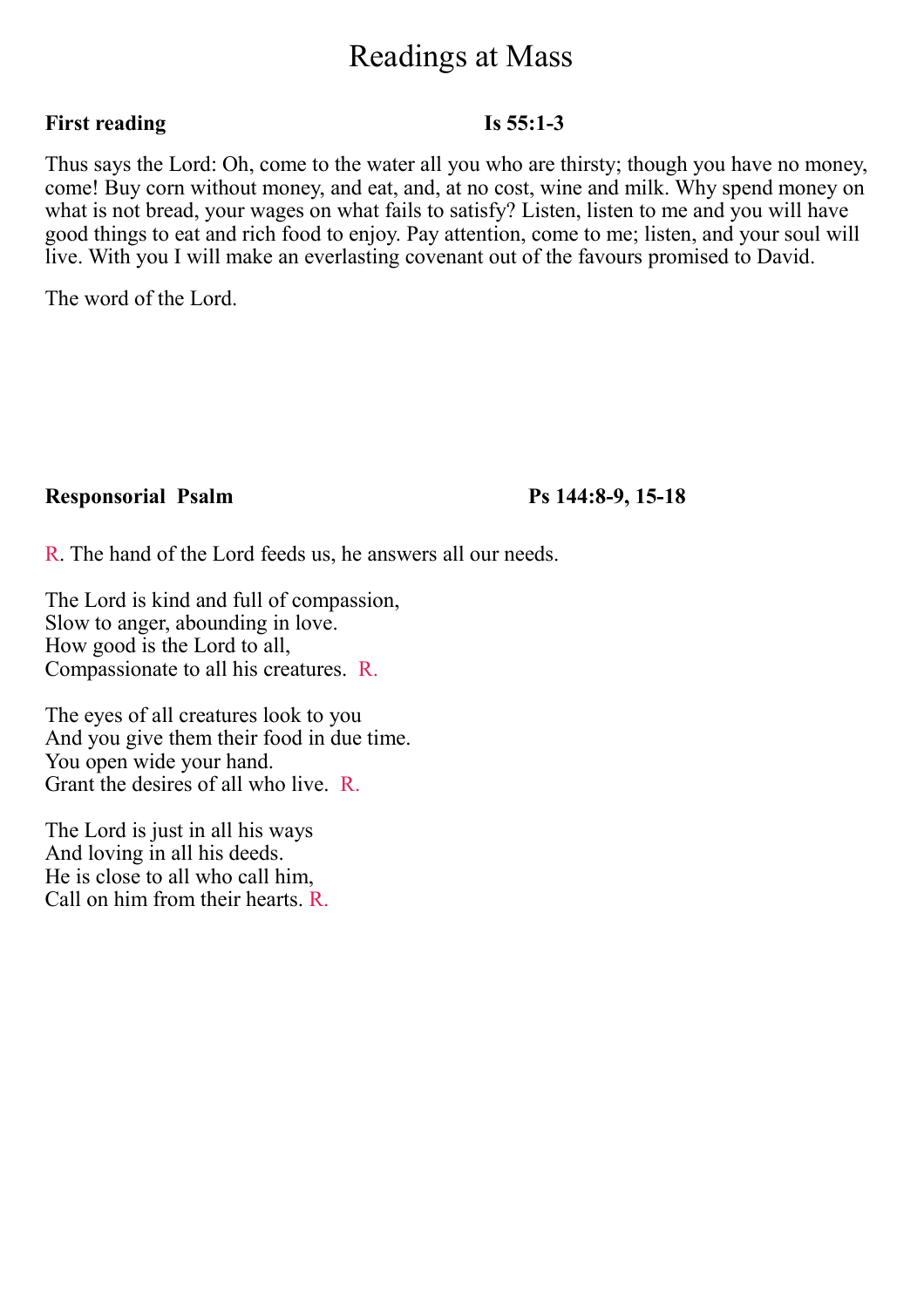# Readings at Mass

**First reading** **Is 55:1-3**

Thus says the Lord: Oh, come to the water all you who are thirsty; though you have no money, come! Buy corn without money, and eat, and, at no cost, wine and milk. Why spend money on what is not bread, your wages on what fails to satisfy? Listen, listen to me and you will have good things to eat and rich food to enjoy. Pay attention, come to me; listen, and your soul will live. With you I will make an everlasting covenant out of the favours promised to David.

The word of the Lord.

**Responsorial Psalm** **Ps 144:8-9, 15-18**

R. The hand of the Lord feeds us, he answers all our needs.

The Lord is kind and full of compassion,
Slow to anger, abounding in love.
How good is the Lord to all,
Compassionate to all his creatures. R.

The eyes of all creatures look to you
And you give them their food in due time.
You open wide your hand.
Grant the desires of all who live. R.

The Lord is just in all his ways
And loving in all his deeds.
He is close to all who call him,
Call on him from their hearts. R.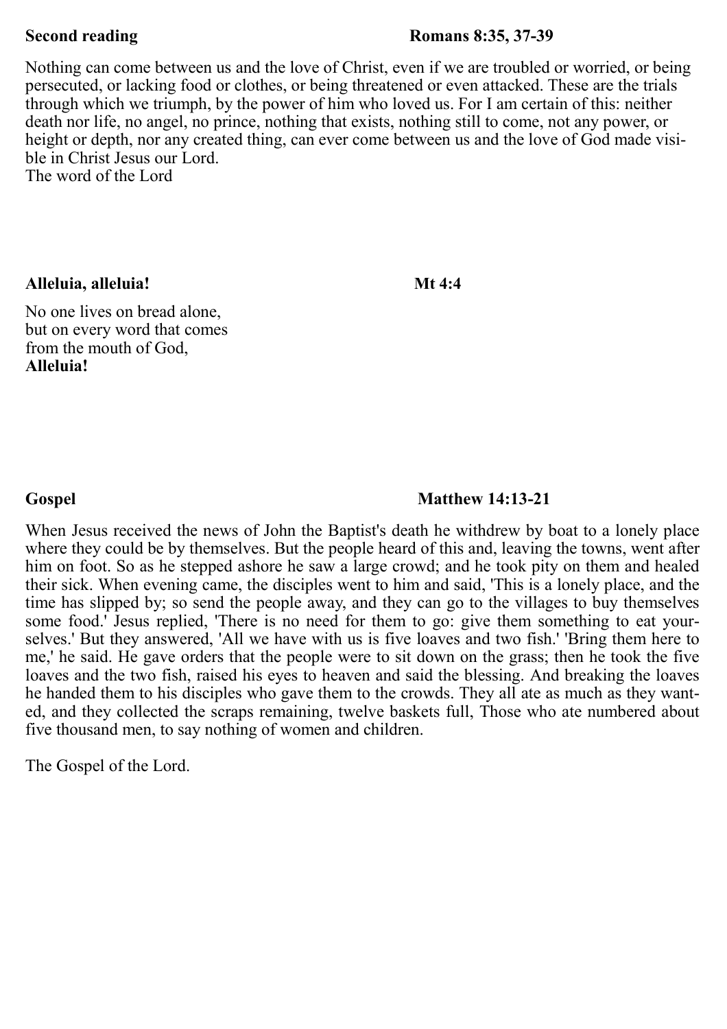**Second reading** **Romans 8:35, 37-39**

Nothing can come between us and the love of Christ, even if we are troubled or worried, or being persecuted, or lacking food or clothes, or being threatened or even attacked. These are the trials through which we triumph, by the power of him who loved us. For I am certain of this: neither death nor life, no angel, no prince, nothing that exists, nothing still to come, not any power, or height or depth, nor any created thing, can ever come between us and the love of God made visible in Christ Jesus our Lord.
The word of the Lord

**Alleluia, alleluia!** **Mt 4:4**

No one lives on bread alone,
but on every word that comes
from the mouth of God,
**Alleluia!**

**Gospel** **Matthew 14:13-21**

When Jesus received the news of John the Baptist's death he withdrew by boat to a lonely place where they could be by themselves. But the people heard of this and, leaving the towns, went after him on foot. So as he stepped ashore he saw a large crowd; and he took pity on them and healed their sick. When evening came, the disciples went to him and said, 'This is a lonely place, and the time has slipped by; so send the people away, and they can go to the villages to buy themselves some food.' Jesus replied, 'There is no need for them to go: give them something to eat yourselves.' But they answered, 'All we have with us is five loaves and two fish.' 'Bring them here to me,' he said. He gave orders that the people were to sit down on the grass; then he took the five loaves and the two fish, raised his eyes to heaven and said the blessing. And breaking the loaves he handed them to his disciples who gave them to the crowds. They all ate as much as they wanted, and they collected the scraps remaining, twelve baskets full, Those who ate numbered about five thousand men, to say nothing of women and children.

The Gospel of the Lord.